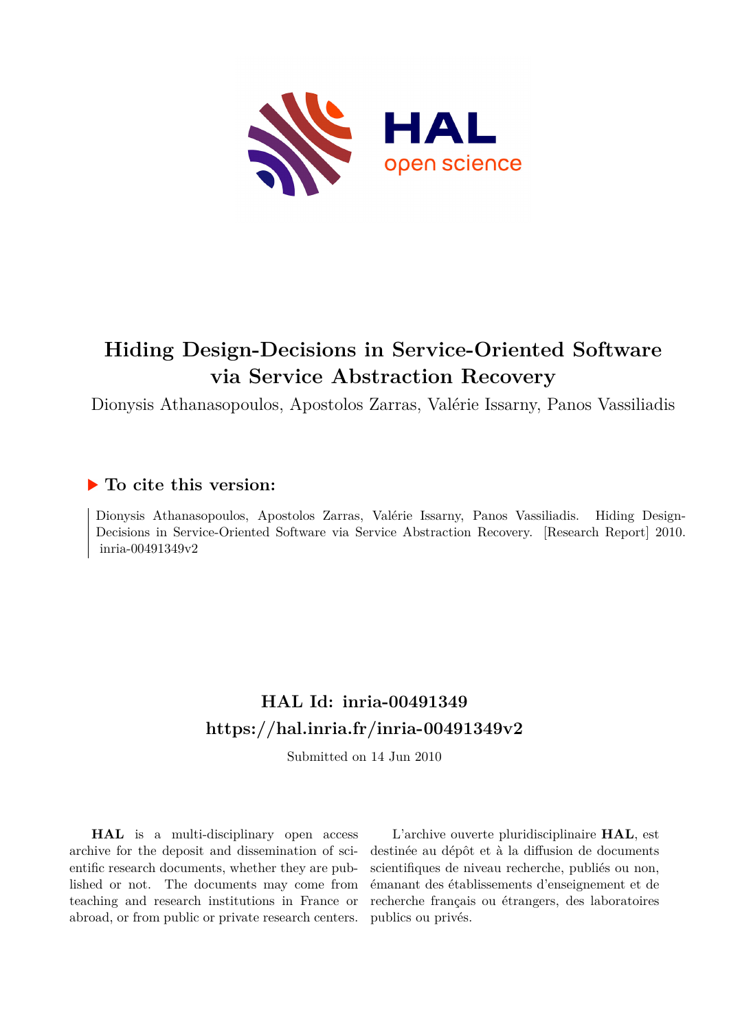# Hiding Design-Decisions in Service-Oriented Software via Service Abstraction Recovery

Dionysis Athanasopoulos, Apostolos Zarras, Valérie Issarny, Panos Vassiliadis

## ▶ To cite this version:

Dionysis Athanasopoulos, Apostolos Zarras, Valérie Issarny, Panos Vassiliadis. Hiding Design-Decisions in Service-Oriented Software via Service Abstraction Recovery. [Research Report] 2010. inria-00491349v2

## HAL Id: inria-00491349

## https://hal.inria.fr/inria-00491349v2

Submitted on 14 Jun 2010

**HAL** is a multi-disciplinary open access archive for the deposit and dissemination of scientific research documents, whether they are published or not. The documents may come from teaching and research institutions in France or abroad, or from public or private research centers.

L'archive ouverte pluridisciplinaire **HAL**, est destinée au dépôt et à la diffusion de documents scientifiques de niveau recherche, publiés ou non, émanant des établissements d'enseignement et de recherche français ou étrangers, des laboratoires publics ou privés.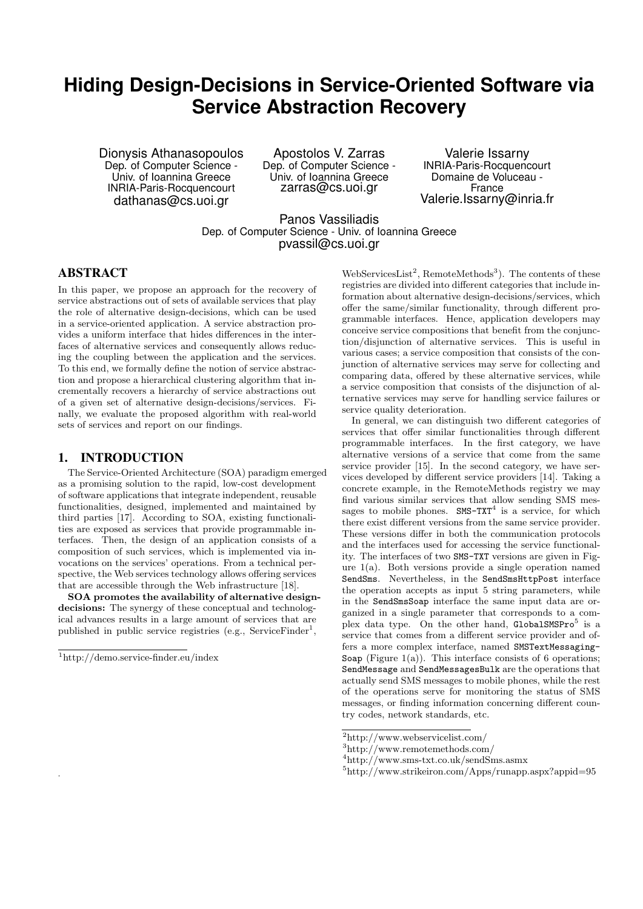# Hiding Design-Decisions in Service-Oriented Software via Service Abstraction Recovery

Dionysis Athanasopoulos
Dep. of Computer Science - Univ. of Ioannina Greece
INRIA-Paris-Rocquencourt
dathanas@cs.uoi.gr

Apostolos V. Zarras
Dep. of Computer Science - Univ. of Ioannina Greece
zarras@cs.uoi.gr

Valerie Issarny
INRIA-Paris-Rocquencourt
Domaine de Voluceau - France
Valerie.Issarny@inria.fr

Panos Vassiliadis
Dep. of Computer Science - Univ. of Ioannina Greece
pvassil@cs.uoi.gr

## ABSTRACT

In this paper, we propose an approach for the recovery of service abstractions out of sets of available services that play the role of alternative design-decisions, which can be used in a service-oriented application. A service abstraction provides a uniform interface that hides differences in the interfaces of alternative services and consequently allows reducing the coupling between the application and the services. To this end, we formally define the notion of service abstraction and propose a hierarchical clustering algorithm that incrementally recovers a hierarchy of service abstractions out of a given set of alternative design-decisions/services. Finally, we evaluate the proposed algorithm with real-world sets of services and report on our findings.

## 1. INTRODUCTION

The Service-Oriented Architecture (SOA) paradigm emerged as a promising solution to the rapid, low-cost development of software applications that integrate independent, reusable functionalities, designed, implemented and maintained by third parties [17]. According to SOA, existing functionalities are exposed as services that provide programmable interfaces. Then, the design of an application consists of a composition of such services, which is implemented via invocations on the services' operations. From a technical perspective, the Web services technology allows offering services that are accessible through the Web infrastructure [18].

**SOA promotes the availability of alternative design-decisions:** The synergy of these conceptual and technological advances results in a large amount of services that are published in public service registries (e.g., ServiceFinder[1], WebServicesList[2], RemoteMethods[3]). The contents of these registries are divided into different categories that include information about alternative design-decisions/services, which offer the same/similar functionality, through different programmable interfaces. Hence, application developers may conceive service compositions that benefit from the conjunction/disjunction of alternative services. This is useful in various cases; a service composition that consists of the conjunction of alternative services may serve for collecting and comparing data, offered by these alternative services, while a service composition that consists of the disjunction of alternative services may serve for handling service failures or service quality deterioration.

In general, we can distinguish two different categories of services that offer similar functionalities through different programmable interfaces. In the first category, we have alternative versions of a service that come from the same service provider [15]. In the second category, we have services developed by different service providers [14]. Taking a concrete example, in the RemoteMethods registry we may find various similar services that allow sending SMS messages to mobile phones. `SMS-TXT`[4] is a service, for which there exist different versions from the same service provider. These versions differ in both the communication protocols and the interfaces used for accessing the service functionality. The interfaces of two `SMS-TXT` versions are given in Figure 1(a). Both versions provide a single operation named `SendSms`. Nevertheless, in the `SendSmsHttpPost` interface the operation accepts as input 5 string parameters, while in the `SendSmsSoap` interface the same input data are organized in a single parameter that corresponds to a complex data type. On the other hand, `GlobalSMSPro`[5] is a service that comes from a different service provider and offers a more complex interface, named `SMSTextMessaging-Soap` (Figure 1(a)). This interface consists of 6 operations; `SendMessage` and `SendMessagesBulk` are the operations that actually send SMS messages to mobile phones, while the rest of the operations serve for monitoring the status of SMS messages, or finding information concerning different country codes, network standards, etc.

[1] http://demo.service-finder.eu/index

[2] http://www.webservicelist.com/

[3] http://www.remotemethods.com/

[4] http://www.sms-txt.co.uk/sendSms.asmx

[5] http://www.strikeiron.com/Apps/runapp.aspx?appid=95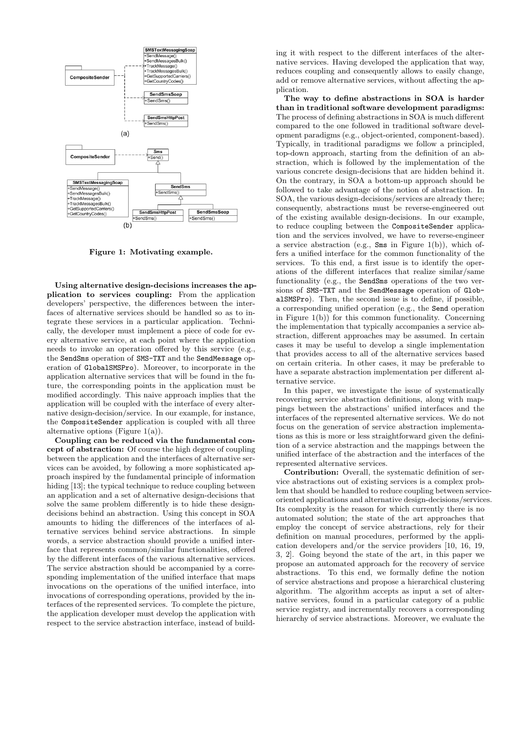Figure 1: Motivating example.

**Using alternative design-decisions increases the application to services coupling:** From the application developers' perspective, the differences between the interfaces of alternative services should be handled so as to integrate these services in a particular application. Technically, the developer must implement a piece of code for every alternative service, at each point where the application needs to invoke an operation offered by this service (e.g., the SendSms operation of SMS-TXT and the SendMessage operation of GlobalSMSPro). Moreover, to incorporate in the application alternative services that will be found in the future, the corresponding points in the application must be modified accordingly. This naive approach implies that the application will be coupled with the interface of every alternative design-decision/service. In our example, for instance, the CompositeSender application is coupled with all three alternative options (Figure 1(a)).

**Coupling can be reduced via the fundamental concept of abstraction:** Of course the high degree of coupling between the application and the interfaces of alternative services can be avoided, by following a more sophisticated approach inspired by the fundamental principle of information hiding [13]; the typical technique to reduce coupling between an application and a set of alternative design-decisions that solve the same problem differently is to hide these design-decisions behind an abstraction. Using this concept in SOA amounts to hiding the differences of the interfaces of alternative services behind service abstractions. In simple words, a service abstraction should provide a unified interface that represents common/similar functionalities, offered by the different interfaces of the various alternative services. The service abstraction should be accompanied by a corresponding implementation of the unified interface that maps invocations on the operations of the unified interface, into invocations of corresponding operations, provided by the interfaces of the represented services. To complete the picture, the application developer must develop the application with respect to the service abstraction interface, instead of building it with respect to the different interfaces of the alternative services. Having developed the application that way, reduces coupling and consequently allows to easily change, add or remove alternative services, without affecting the application.

**The way to define abstractions in SOA is harder than in traditional software development paradigms:** The process of defining abstractions in SOA is much different compared to the one followed in traditional software development paradigms (e.g., object-oriented, component-based). Typically, in traditional paradigms we follow a principled, top-down approach, starting from the definition of an abstraction, which is followed by the implementation of the various concrete design-decisions that are hidden behind it. On the contrary, in SOA a bottom-up approach should be followed to take advantage of the notion of abstraction. In SOA, the various design-decisions/services are already there; consequently, abstractions must be reverse-engineered out of the existing available design-decisions. In our example, to reduce coupling between the CompositeSender application and the services involved, we have to reverse-engineer a service abstraction (e.g., Sms in Figure 1(b)), which offers a unified interface for the common functionality of the services. To this end, a first issue is to identify the operations of the different interfaces that realize similar/same functionality (e.g., the SendSms operations of the two versions of SMS-TXT and the SendMessage operation of GlobalSMSPro). Then, the second issue is to define, if possible, a corresponding unified operation (e.g., the Send operation in Figure 1(b)) for this common functionality. Concerning the implementation that typically accompanies a service abstraction, different approaches may be assumed. In certain cases it may be useful to develop a single implementation that provides access to all of the alternative services based on certain criteria. In other cases, it may be preferable to have a separate abstraction implementation per different alternative service.

In this paper, we investigate the issue of systematically recovering service abstraction definitions, along with mappings between the abstractions' unified interfaces and the interfaces of the represented alternative services. We do not focus on the generation of service abstraction implementations as this is more or less straightforward given the definition of a service abstraction and the mappings between the unified interface of the abstraction and the interfaces of the represented alternative services.

**Contribution:** Overall, the systematic definition of service abstractions out of existing services is a complex problem that should be handled to reduce coupling between service-oriented applications and alternative design-decisions/services. Its complexity is the reason for which currently there is no automated solution; the state of the art approaches that employ the concept of service abstractions, rely for their definition on manual procedures, performed by the application developers and/or the service providers [10, 16, 19, 3, 2]. Going beyond the state of the art, in this paper we propose an automated approach for the recovery of service abstractions. To this end, we formally define the notion of service abstractions and propose a hierarchical clustering algorithm. The algorithm accepts as input a set of alternative services, found in a particular category of a public service registry, and incrementally recovers a corresponding hierarchy of service abstractions. Moreover, we evaluate the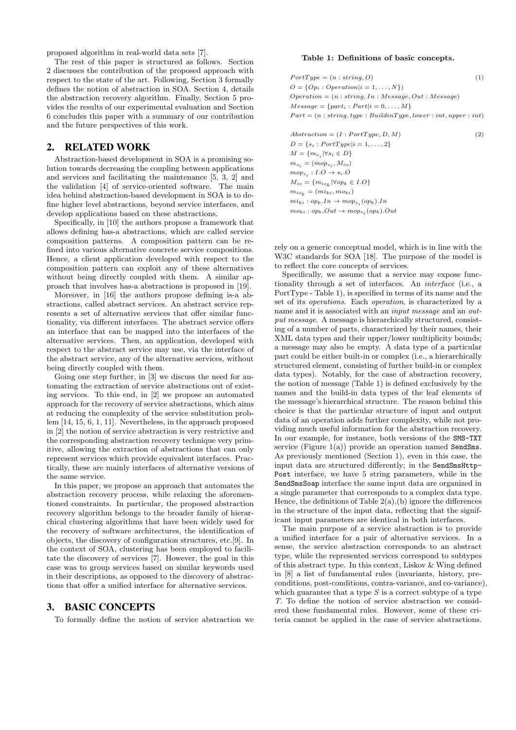proposed algorithm in real-world data sets [7].

The rest of this paper is structured as follows. Section 2 discusses the contribution of the proposed approach with respect to the state of the art. Following, Section 3 formally defines the notion of abstraction in SOA. Section 4, details the abstraction recovery algorithm. Finally, Section 5 provides the results of our experimental evaluation and Section 6 concludes this paper with a summary of our contribution and the future perspectives of this work.

## 2. RELATED WORK

Abstraction-based development in SOA is a promising solution towards decreasing the coupling between applications and services and facilitating the maintenance [5, 3, 2] and the validation [4] of service-oriented software. The main idea behind abstraction-based development in SOA is to define higher level abstractions, beyond service interfaces, and develop applications based on these abstractions.

Specifically, in [10] the authors propose a framework that allows defining has-a abstractions, which are called service composition patterns. A composition pattern can be refined into various alternative concrete service compositions. Hence, a client application developed with respect to the composition pattern can exploit any of these alternatives without being directly coupled with them. A similar approach that involves has-a abstractions is proposed in [19].

Moreover, in [16] the authors propose defining is-a abstractions, called abstract services. An abstract service represents a set of alternative services that offer similar functionality, via different interfaces. The abstract service offers an interface that can be mapped into the interfaces of the alternative services. Then, an application, developed with respect to the abstract service may use, via the interface of the abstract service, any of the alternative services, without being directly coupled with them.

Going one step further, in [3] we discuss the need for automating the extraction of service abstractions out of existing services. To this end, in [2] we propose an automated approach for the recovery of service abstractions, which aims at reducing the complexity of the service substitution problem [14, 15, 6, 1, 11]. Nevertheless, in the approach proposed in [2] the notion of service abstraction is very restrictive and the corresponding abstraction recovery technique very primitive, allowing the extraction of abstractions that can only represent services which provide equivalent interfaces. Practically, these are mainly interfaces of alternative versions of the same service.

In this paper, we propose an approach that automates the abstraction recovery process, while relaxing the aforementioned constraints. In particular, the proposed abstraction recovery algorithm belongs to the broader family of hierarchical clustering algorithms that have been widely used for the recovery of software architectures, the identification of objects, the discovery of configuration structures, etc.[9]. In the context of SOA, clustering has been employed to facilitate the discovery of services [7]. However, the goal in this case was to group services based on similar keywords used in their descriptions, as opposed to the discovery of abstractions that offer a unified interface for alternative services.

## 3. BASIC CONCEPTS

To formally define the notion of service abstraction we rely on a generic conceptual model, which is in line with the W3C standards for SOA [18]. The purpose of the model is to reflect the core concepts of services.

**Table 1: Definitions of basic concepts.**

$$
\begin{aligned}
&PortType = (n : string, O) \qquad (1)\\
&O = \{Op_i : Operation | i = 1, \dots, N\}\\
&Operation = (n : string, In : Message, Out : Message)\\
&Message = \{part_i : Part | i = 0, \dots, M\}\\
&Part = (n : string, type : BuildinType, lower : int, upper : int)
\end{aligned}
$$

$$
\begin{aligned}
&Abstraction = (I : PortType, D, M) \qquad (2)\\
&D = \{s_i : PortType | i = 1, \dots, 2\}\\
&M = \{m_{s_i} | \forall s_i \in D\}\\
&m_{s_i} = (mop_{s_i}, M_{io})\\
&mop_{s_i} : I.O \rightarrow s_i.O\\
&M_{io} = \{m_{io_k} | \forall op_k \in I.O\}\\
&m_{io_k} = (mi_{ki}, mo_{ki})\\
&mi_{ki} : op_k.In \rightarrow mop_{s_i}(op_k).In\\
&mo_{ki} : op_k.Out \rightarrow mop_{s_i}(op_k).Out
\end{aligned}
$$

Specifically, we assume that a service may expose functionality through a set of interfaces. An *interface* (i.e., a PortType - Table 1), is specified in terms of its name and the set of its *operations*. Each *operation*, is characterized by a name and it is associated with an *input message* and an *output message*. A message is hierarchically structured, consisting of a number of parts, characterized by their names, their XML data types and their upper/lower multiplicity bounds; a message may also be empty. A data type of a particular part could be either built-in or complex (i.e., a hierarchically structured element, consisting of further build-in or complex data types). Notably, for the case of abstraction recovery, the notion of message (Table 1) is defined exclusively by the names and the build-in data types of the leaf elements of the message's hierarchical structure. The reason behind this choice is that the particular structure of input and output data of an operation adds further complexity, while not providing much useful information for the abstraction recovery. In our example, for instance, both versions of the `SMS-TXT` service (Figure 1(a)) provide an operation named `SendSms`. As previously mentioned (Section 1), even in this case, the input data are structured differently; in the `SendSmsHttpPost` interface, we have 5 string parameters, while in the `SendSmsSoap` interface the same input data are organized in a single parameter that corresponds to a complex data type. Hence, the definitions of Table 2(a),(b) ignore the differences in the structure of the input data, reflecting that the significant input parameters are identical in both interfaces.

The main purpose of a service abstraction is to provide a unified interface for a pair of alternative services. In a sense, the service abstraction corresponds to an abstract type, while the represented services correspond to subtypes of this abstract type. In this context, Liskov & Wing defined in [8] a list of fundamental rules (invariants, history, preconditions, post-conditions, contra-variance, and co-variance), which guarantee that a type $S$ is a correct subtype of a type $T$. To define the notion of service abstraction we considered these fundamental rules. However, some of these criteria cannot be applied in the case of service abstractions.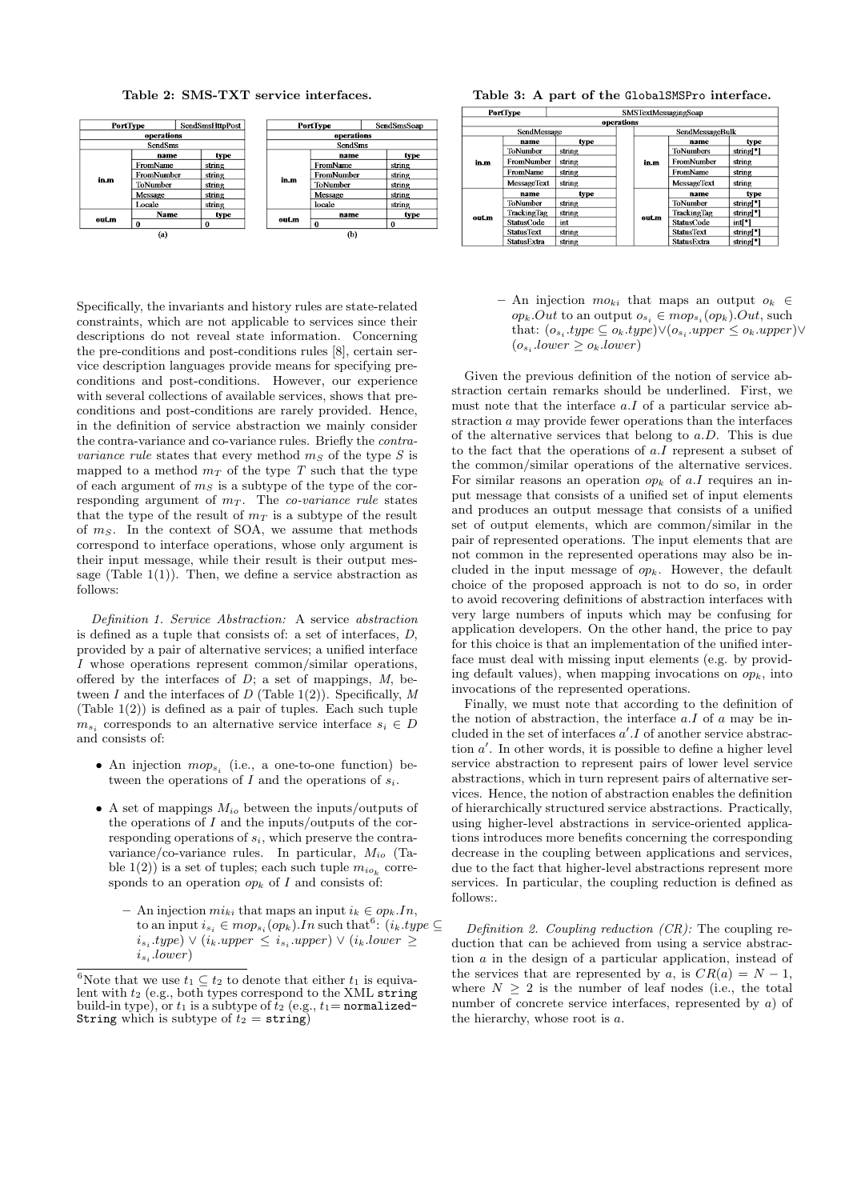**Table 2: SMS-TXT service interfaces.**

(a)

| PortType | | SendSmsHttpPost |
|---|---|---|
| operations | | |
| SendSms | | |
| in.m | name | type |
| | FromName | string |
| | FromNumber | string |
| | ToNumber | string |
| | Message | string |
| | Locale | string |
| out.m | Name | type |
| | 0 | 0 |

(b)

| PortType | | SendSmsSoap |
|---|---|---|
| operations | | |
| SendSms | | |
| in.m | name | type |
| | FromName | string |
| | FromNumber | string |
| | ToNumber | string |
| | Message | string |
| | locale | string |
| out.m | name | type |
| | 0 | 0 |

**Table 3: A part of the GlobalSMSPro interface.**

| PortType | | | SMSTextMessagingSoap | | | |
|---|---|---|---|---|---|---|
| operations | | | | | | |
| SendMessage | | | | SendMessageBulk | | |
| in.m | name | type | | in.m | name | type |
| | ToNumber | string | | | ToNumbers | string[*] |
| | FromNumber | string | | | FromNumber | string |
| | FromName | string | | | FromName | string |
| | MessageText | string | | | MessageText | string |
| out.m | name | type | | out.m | name | type |
| | ToNumber | string | | | ToNumber | string[*] |
| | TrackingTag | string | | | TrackingTag | string[*] |
| | StatusCode | int | | | StatusCode | int[*] |
| | StatusText | string | | | StatusText | string[*] |
| | StatusExtra | string | | | StatusExtra | string[*] |

Specifically, the invariants and history rules are state-related constraints, which are not applicable to services since their descriptions do not reveal state information. Concerning the pre-conditions and post-conditions rules [8], certain service description languages provide means for specifying pre-conditions and post-conditions. However, our experience with several collections of available services, shows that pre-conditions and post-conditions are rarely provided. Hence, in the definition of service abstraction we mainly consider the contra-variance and co-variance rules. Briefly the *contra-variance rule* states that every method $m_S$ of the type $S$ is mapped to a method $m_T$ of the type $T$ such that the type of each argument of $m_S$ is a subtype of the type of the corresponding argument of $m_T$. The *co-variance rule* states that the type of the result of $m_T$ is a subtype of the result of $m_S$. In the context of SOA, we assume that methods correspond to interface operations, whose only argument is their input message, while their result is their output message (Table 1(1)). Then, we define a service abstraction as follows:

*Definition 1. Service Abstraction:* A service *abstraction* is defined as a tuple that consists of: a set of interfaces, $D$, provided by a pair of alternative services; a unified interface $I$ whose operations represent common/similar operations, offered by the interfaces of $D$; a set of mappings, $M$, between $I$ and the interfaces of $D$ (Table 1(2)). Specifically, $M$ (Table 1(2)) is defined as a pair of tuples. Each such tuple $m_{s_i}$ corresponds to an alternative service interface $s_i \in D$ and consists of:

- An injection $mop_{s_i}$ (i.e., a one-to-one function) between the operations of $I$ and the operations of $s_i$.
- A set of mappings $M_{io}$ between the inputs/outputs of the operations of $I$ and the inputs/outputs of the corresponding operations of $s_i$, which preserve the contra-variance/co-variance rules. In particular, $M_{io}$ (Table 1(2)) is a set of tuples; each such tuple $m_{io_k}$ corresponds to an operation $op_k$ of $I$ and consists of:
  - An injection $mi_{ki}$ that maps an input $i_k \in op_k.In$, to an input $i_{s_i} \in mop_{s_i}(op_k).In$ such that[6]: $(i_k.type \subseteq i_{s_i}.type) \vee (i_k.upper \leq i_{s_i}.upper) \vee (i_k.lower \geq i_{s_i}.lower)$
  - An injection $mo_{ki}$ that maps an output $o_k \in op_k.Out$ to an output $o_{s_i} \in mop_{s_i}(op_k).Out$, such that: $(o_{s_i}.type \subseteq o_k.type) \vee (o_{s_i}.upper \leq o_k.upper) \vee (o_{s_i}.lower \geq o_k.lower)$

Given the previous definition of the notion of service abstraction certain remarks should be underlined. First, we must note that the interface $a.I$ of a particular service abstraction $a$ may provide fewer operations than the interfaces of the alternative services that belong to $a.D$. This is due to the fact that the operations of $a.I$ represent a subset of the common/similar operations of the alternative services. For similar reasons an operation $op_k$ of $a.I$ requires an input message that consists of a unified set of input elements and produces an output message that consists of a unified set of output elements, which are common/similar in the pair of represented operations. The input elements that are not common in the represented operations may also be included in the input message of $op_k$. However, the default choice of the proposed approach is not to do so, in order to avoid recovering definitions of abstraction interfaces with very large numbers of inputs which may be confusing for application developers. On the other hand, the price to pay for this choice is that an implementation of the unified interface must deal with missing input elements (e.g. by providing default values), when mapping invocations on $op_k$, into invocations of the represented operations.

Finally, we must note that according to the definition of the notion of abstraction, the interface $a.I$ of $a$ may be included in the set of interfaces $a'.I$ of another service abstraction $a'$. In other words, it is possible to define a higher level service abstraction to represent pairs of lower level service abstractions, which in turn represent pairs of alternative services. Hence, the notion of abstraction enables the definition of hierarchically structured service abstractions. Practically, using higher-level abstractions in service-oriented applications introduces more benefits concerning the corresponding decrease in the coupling between applications and services, due to the fact that higher-level abstractions represent more services. In particular, the coupling reduction is defined as follows:.

*Definition 2. Coupling reduction (CR):* The coupling reduction that can be achieved from using a service abstraction $a$ in the design of a particular application, instead of the services that are represented by $a$, is $CR(a) = N - 1$, where $N \geq 2$ is the number of leaf nodes (i.e., the total number of concrete service interfaces, represented by $a$) of the hierarchy, whose root is $a$.

---

[6] Note that we use $t_1 \subseteq t_2$ to denote that either $t_1$ is equivalent with $t_2$ (e.g., both types correspond to the XML `string` build-in type), or $t_1$ is a subtype of $t_2$ (e.g., $t_1$= `normalized-String` which is subtype of $t_2$ = `string`)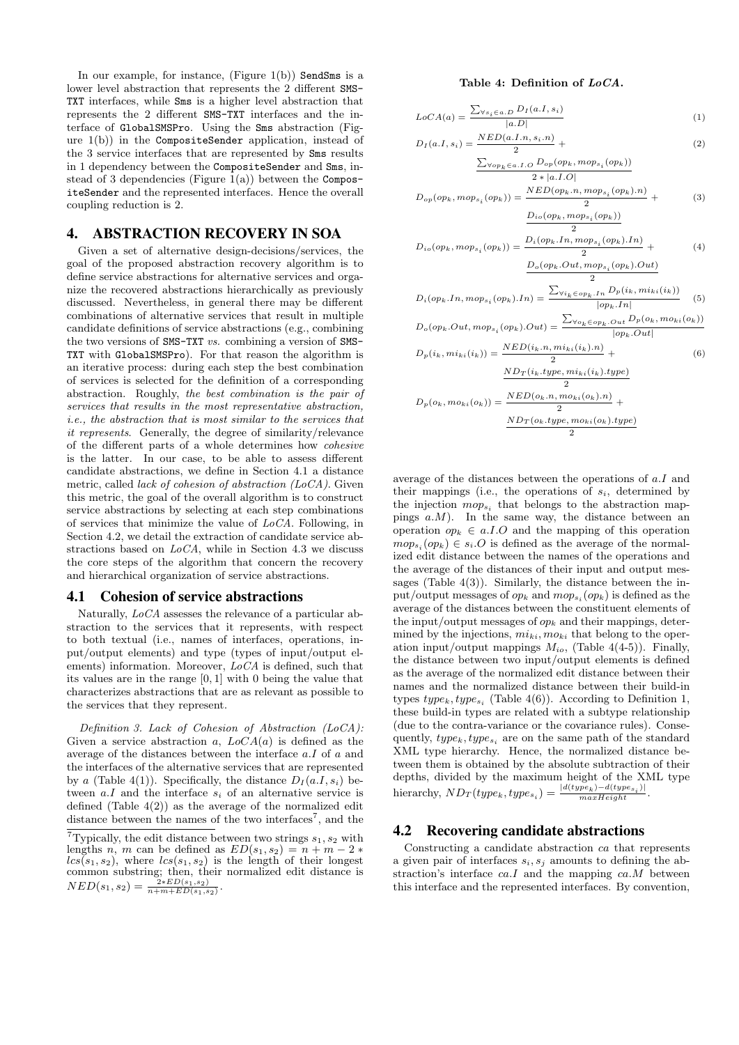In our example, for instance, (Figure 1(b)) SendSms is a lower level abstraction that represents the 2 different SMS-TXT interfaces, while Sms is a higher level abstraction that represents the 2 different SMS-TXT interfaces and the interface of GlobalSMSPro. Using the Sms abstraction (Figure 1(b)) in the CompositeSender application, instead of the 3 service interfaces that are represented by Sms results in 1 dependency between the CompositeSender and Sms, instead of 3 dependencies (Figure 1(a)) between the CompositeSender and the represented interfaces. Hence the overall coupling reduction is 2.

# 4. ABSTRACTION RECOVERY IN SOA

Given a set of alternative design-decisions/services, the goal of the proposed abstraction recovery algorithm is to define service abstractions for alternative services and organize the recovered abstractions hierarchically as previously discussed. Nevertheless, in general there may be different combinations of alternative services that result in multiple candidate definitions of service abstractions (e.g., combining the two versions of SMS-TXT *vs.* combining a version of SMS-TXT with GlobalSMSPro). For that reason the algorithm is an iterative process: during each step the best combination of services is selected for the definition of a corresponding abstraction. Roughly, *the best combination is the pair of services that results in the most representative abstraction, i.e., the abstraction that is most similar to the services that it represents*. Generally, the degree of similarity/relevance of the different parts of a whole determines how *cohesive* is the latter. In our case, to be able to assess different candidate abstractions, we define in Section 4.1 a distance metric, called *lack of cohesion of abstraction (LoCA)*. Given this metric, the goal of the overall algorithm is to construct service abstractions by selecting at each step combinations of services that minimize the value of *LoCA*. Following, in Section 4.2, we detail the extraction of candidate service abstractions based on *LoCA*, while in Section 4.3 we discuss the core steps of the algorithm that concern the recovery and hierarchical organization of service abstractions.

## 4.1 Cohesion of service abstractions

Naturally, *LoCA* assesses the relevance of a particular abstraction to the services that it represents, with respect to both textual (i.e., names of interfaces, operations, input/output elements) and type (types of input/output elements) information. Moreover, *LoCA* is defined, such that its values are in the range $[0, 1]$ with 0 being the value that characterizes abstractions that are as relevant as possible to the services that they represent.

*Definition 3. Lack of Cohesion of Abstraction (LoCA):* Given a service abstraction $a$, $LoCA(a)$ is defined as the average of the distances between the interface $a.I$ of $a$ and the interfaces of the alternative services that are represented by $a$ (Table 4(1)). Specifically, the distance $D_I(a.I, s_i)$ between $a.I$ and the interface $s_i$ of an alternative service is defined (Table 4(2)) as the average of the normalized edit distance between the names of the two interfaces[7], and the average of the distances between the operations of $a.I$ and their mappings (i.e., the operations of $s_i$, determined by the injection $mop_{s_i}$ that belongs to the abstraction mappings $a.M$). In the same way, the distance between an operation $op_k \in a.I.O$ and the mapping of this operation $mop_{s_i}(op_k) \in s_i.O$ is defined as the average of the normalized edit distance between the names of the operations and the average of the distances of their input and output messages (Table 4(3)). Similarly, the distance between the input/output messages of $op_k$ and $mop_{s_i}(op_k)$ is defined as the average of the distances between the constituent elements of the input/output messages of $op_k$ and their mappings, determined by the injections, $mi_{ki}, mo_{ki}$ that belong to the operation input/output mappings $M_{io}$, (Table 4(4-5)). Finally, the distance between two input/output elements is defined as the average of the normalized edit distance between their names and the normalized distance between their build-in types $type_k, type_{s_i}$ (Table 4(6)). According to Definition 1, these build-in types are related with a subtype relationship (due to the contra-variance or the covariance rules). Consequently, $type_k, type_{s_i}$ are on the same path of the standard XML type hierarchy. Hence, the normalized distance between them is obtained by the absolute subtraction of their depths, divided by the maximum height of the XML type hierarchy, $ND_T(type_k, type_{s_i}) = \frac{|d(type_k) - d(type_{s_i})|}{maxHeight}$.

[7] Typically, the edit distance between two strings $s_1, s_2$ with lengths $n$, $m$ can be defined as $ED(s_1, s_2) = n + m - 2 * lcs(s_1, s_2)$, where $lcs(s_1, s_2)$ is the length of their longest common substring; then, their normalized edit distance is $NED(s_1, s_2) = \frac{2*ED(s_1,s_2)}{n+m+ED(s_1,s_2)}$.

**Table 4: Definition of *LoCA*.**

$$LoCA(a) = \frac{\sum_{\forall s_i \in a.D} D_I(a.I, s_i)}{|a.D|} \quad (1)$$

$$D_I(a.I, s_i) = \frac{NED(a.I.n, s_i.n)}{2} + \frac{\sum_{\forall op_k \in a.I.O} D_{op}(op_k, mop_{s_i}(op_k))}{2 * |a.I.O|} \quad (2)$$

$$D_{op}(op_k, mop_{s_i}(op_k)) = \frac{NED(op_k.n, mop_{s_i}(op_k).n)}{2} + \frac{D_{io}(op_k, mop_{s_i}(op_k))}{2} \quad (3)$$

$$D_{io}(op_k, mop_{s_i}(op_k)) = \frac{D_i(op_k.In, mop_{s_i}(op_k).In)}{2} + \frac{D_o(op_k.Out, mop_{s_i}(op_k).Out)}{2} \quad (4)$$

$$D_i(op_k.In, mop_{s_i}(op_k).In) = \frac{\sum_{\forall i_k \in op_k.In} D_p(i_k, mi_{ki}(i_k))}{|op_k.In|} \quad (5)$$

$$D_o(op_k.Out, mop_{s_i}(op_k).Out) = \frac{\sum_{\forall o_k \in op_k.Out} D_p(o_k, mo_{ki}(o_k))}{|op_k.Out|}$$

$$D_p(i_k, mi_{ki}(i_k)) = \frac{NED(i_k.n, mi_{ki}(i_k).n)}{2} + \frac{ND_T(i_k.type, mi_{ki}(i_k).type)}{2} \quad (6)$$

$$D_p(o_k, mo_{ki}(o_k)) = \frac{NED(o_k.n, mo_{ki}(o_k).n)}{2} + \frac{ND_T(o_k.type, mo_{ki}(o_k).type)}{2}$$

## 4.2 Recovering candidate abstractions

Constructing a candidate abstraction $ca$ that represents a given pair of interfaces $s_i, s_j$ amounts to defining the abstraction's interface $ca.I$ and the mapping $ca.M$ between this interface and the represented interfaces. By convention,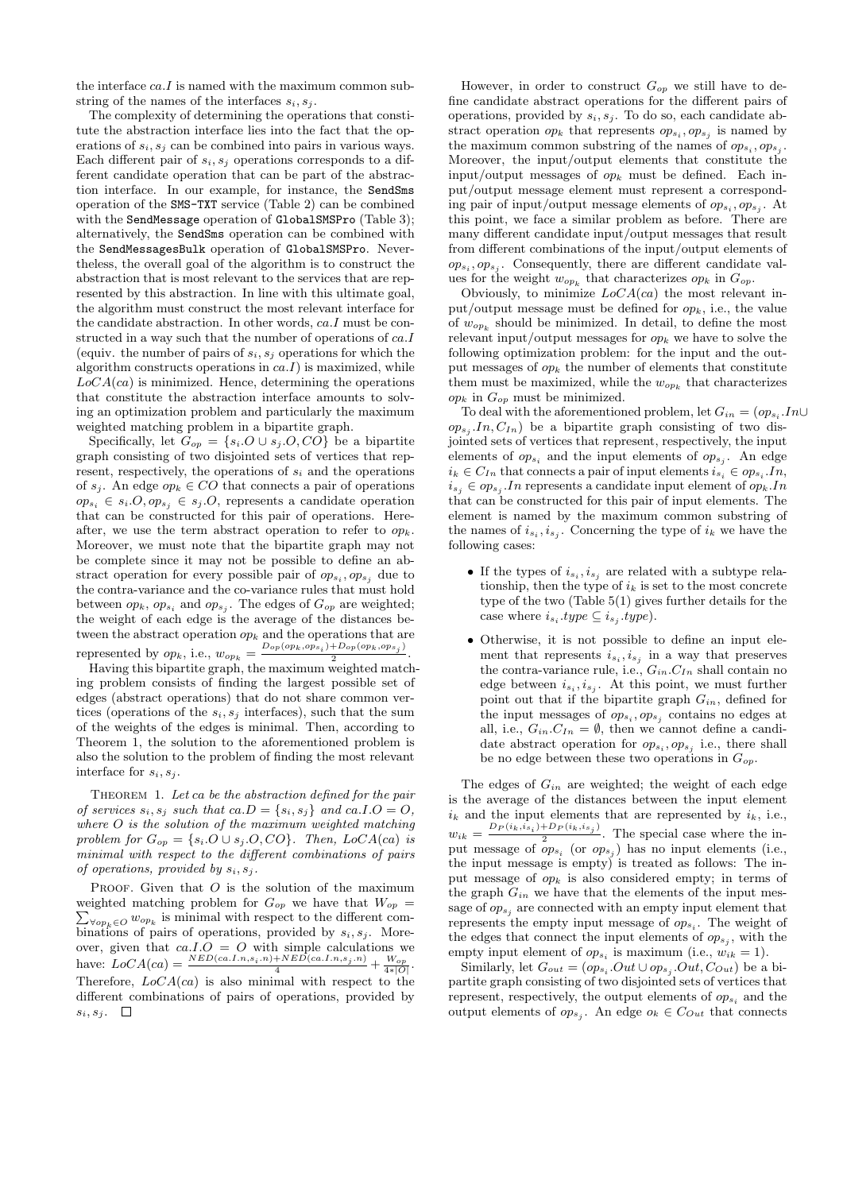the interface $ca.I$ is named with the maximum common substring of the names of the interfaces $s_i, s_j$.

The complexity of determining the operations that constitute the abstraction interface lies into the fact that the operations of $s_i, s_j$ can be combined into pairs in various ways. Each different pair of $s_i, s_j$ operations corresponds to a different candidate operation that can be part of the abstraction interface. In our example, for instance, the SendSms operation of the SMS-TXT service (Table 2) can be combined with the SendMessage operation of GlobalSMSPro (Table 3); alternatively, the SendSms operation can be combined with the SendMessagesBulk operation of GlobalSMSPro. Nevertheless, the overall goal of the algorithm is to construct the abstraction that is most relevant to the services that are represented by this abstraction. In line with this ultimate goal, the algorithm must construct the most relevant interface for the candidate abstraction. In other words, $ca.I$ must be constructed in a way such that the number of operations of $ca.I$ (equiv. the number of pairs of $s_i, s_j$ operations for which the algorithm constructs operations in $ca.I$) is maximized, while $LoCA(ca)$ is minimized. Hence, determining the operations that constitute the abstraction interface amounts to solving an optimization problem and particularly the maximum weighted matching problem in a bipartite graph.

Specifically, let $G_{op} = \{s_i.O \cup s_j.O, CO\}$ be a bipartite graph consisting of two disjointed sets of vertices that represent, respectively, the operations of $s_i$ and the operations of $s_j$. An edge $op_k \in CO$ that connects a pair of operations $op_{s_i} \in s_i.O, op_{s_j} \in s_j.O$, represents a candidate operation that can be constructed for this pair of operations. Hereafter, we use the term abstract operation to refer to $op_k$. Moreover, we must note that the bipartite graph may not be complete since it may not be possible to define an abstract operation for every possible pair of $op_{s_i}, op_{s_j}$ due to the contra-variance and the co-variance rules that must hold between $op_k$, $op_{s_i}$ and $op_{s_j}$. The edges of $G_{op}$ are weighted; the weight of each edge is the average of the distances between the abstract operation $op_k$ and the operations that are represented by $op_k$, i.e., $w_{op_k} = \frac{D_{op}(op_k, op_{s_i}) + D_{op}(op_k, op_{s_j})}{2}$.

Having this bipartite graph, the maximum weighted matching problem consists of finding the largest possible set of edges (abstract operations) that do not share common vertices (operations of the $s_i, s_j$ interfaces), such that the sum of the weights of the edges is minimal. Then, according to Theorem 1, the solution to the aforementioned problem is also the solution to the problem of finding the most relevant interface for $s_i, s_j$.

THEOREM 1. *Let $ca$ be the abstraction defined for the pair of services $s_i, s_j$ such that $ca.D = \{s_i, s_j\}$ and $ca.I.O = O$, where $O$ is the solution of the maximum weighted matching problem for $G_{op} = \{s_i.O \cup s_j.O, CO\}$. Then, $LoCA(ca)$ is minimal with respect to the different combinations of pairs of operations, provided by $s_i, s_j$.*

PROOF. Given that $O$ is the solution of the maximum weighted matching problem for $G_{op}$ we have that $W_{op} = \sum_{\forall op_k \in O} w_{op_k}$ is minimal with respect to the different combinations of pairs of operations, provided by $s_i, s_j$. Moreover, given that $ca.I.O = O$ with simple calculations we have: $LoCA(ca) = \frac{NED(ca.I.n, s_i.n) + NED(ca.I.n, s_j.n)}{4} + \frac{W_{op}}{4 * |O|}$. Therefore, $LoCA(ca)$ is also minimal with respect to the different combinations of pairs of operations, provided by $s_i, s_j$. $\square$

However, in order to construct $G_{op}$ we still have to define candidate abstract operations for the different pairs of operations, provided by $s_i, s_j$. To do so, each candidate abstract operation $op_k$ that represents $op_{s_i}, op_{s_j}$ is named by the maximum common substring of the names of $op_{s_i}, op_{s_j}$. Moreover, the input/output elements that constitute the input/output messages of $op_k$ must be defined. Each input/output message element must represent a corresponding pair of input/output message elements of $op_{s_i}, op_{s_j}$. At this point, we face a similar problem as before. There are many different candidate input/output messages that result from different combinations of the input/output elements of $op_{s_i}, op_{s_j}$. Consequently, there are different candidate values for the weight $w_{op_k}$ that characterizes $op_k$ in $G_{op}$.

Obviously, to minimize $LoCA(ca)$ the most relevant input/output message must be defined for $op_k$, i.e., the value of $w_{op_k}$ should be minimized. In detail, to define the most relevant input/output messages for $op_k$ we have to solve the following optimization problem: for the input and the output messages of $op_k$ the number of elements that constitute them must be maximized, while the $w_{op_k}$ that characterizes $op_k$ in $G_{op}$ must be minimized.

To deal with the aforementioned problem, let $G_{in} = (op_{s_i}.In \cup op_{s_j}.In, C_{In})$ be a bipartite graph consisting of two disjointed sets of vertices that represent, respectively, the input elements of $op_{s_i}$ and the input elements of $op_{s_j}$. An edge $i_k \in C_{In}$ that connects a pair of input elements $i_{s_i} \in op_{s_i}.In$, $i_{s_j} \in op_{s_j}.In$ represents a candidate input element of $op_k.In$ that can be constructed for this pair of input elements. The element is named by the maximum common substring of the names of $i_{s_i}, i_{s_j}$. Concerning the type of $i_k$ we have the following cases:

- If the types of $i_{s_i}, i_{s_j}$ are related with a subtype relationship, then the type of $i_k$ is set to the most concrete type of the two (Table 5(1) gives further details for the case where $i_{s_i}.type \subseteq i_{s_j}.type$).
- Otherwise, it is not possible to define an input element that represents $i_{s_i}, i_{s_j}$ in a way that preserves the contra-variance rule, i.e., $G_{in}.C_{In}$ shall contain no edge between $i_{s_i}, i_{s_j}$. At this point, we must further point out that if the bipartite graph $G_{in}$, defined for the input messages of $op_{s_i}, op_{s_j}$ contains no edges at all, i.e., $G_{in}.C_{In} = \emptyset$, then we cannot define a candidate abstract operation for $op_{s_i}, op_{s_j}$ i.e., there shall be no edge between these two operations in $G_{op}$.

The edges of $G_{in}$ are weighted; the weight of each edge is the average of the distances between the input element $i_k$ and the input elements that are represented by $i_k$, i.e., $w_{ik} = \frac{D_P(i_k, i_{s_i}) + D_P(i_k, i_{s_j})}{2}$. The special case where the input message of $op_{s_i}$ (or $op_{s_j}$) has no input elements (i.e., the input message is empty) is treated as follows: The input message of $op_k$ is also considered empty; in terms of the graph $G_{in}$ we have that the elements of the input message of $op_{s_j}$ are connected with an empty input element that represents the empty input message of $op_{s_i}$. The weight of the edges that connect the input elements of $op_{s_j}$, with the empty input element of $op_{s_i}$ is maximum (i.e., $w_{ik} = 1$).

Similarly, let $G_{out} = (op_{s_i}.Out \cup op_{s_j}.Out, C_{Out})$ be a bipartite graph consisting of two disjointed sets of vertices that represent, respectively, the output elements of $op_{s_i}$ and the output elements of $op_{s_j}$. An edge $o_k \in C_{Out}$ that connects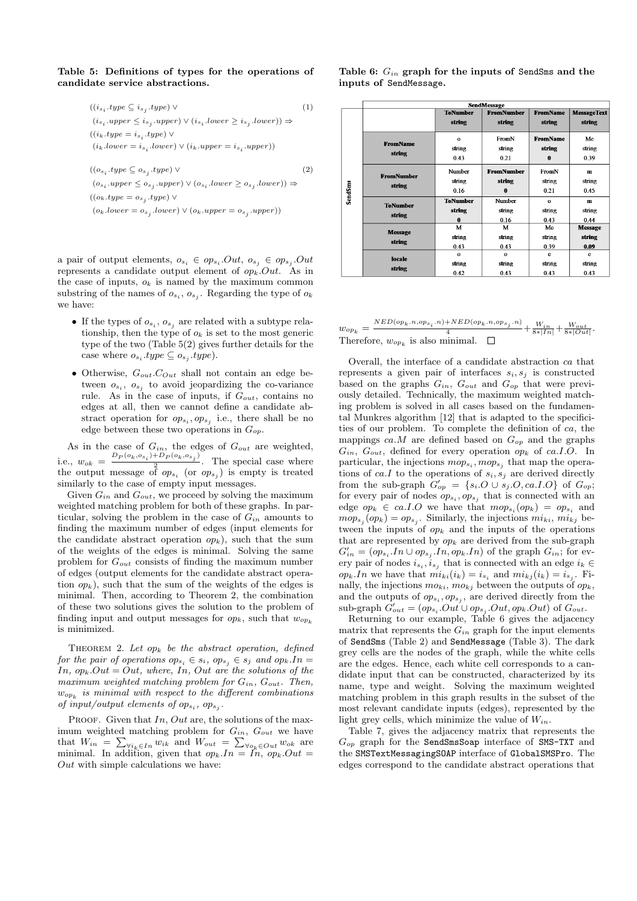**Table 5: Definitions of types for the operations of candidate service abstractions.**

$$((i_{s_i}.type \subseteq i_{s_j}.type) \vee \quad (1)$$
$$(i_{s_i}.upper \leq i_{s_j}.upper) \vee (i_{s_i}.lower \geq i_{s_j}.lower)) \Rightarrow$$
$$((i_k.type = i_{s_i}.type) \vee$$
$$(i_k.lower = i_{s_i}.lower) \vee (i_k.upper = i_{s_i}.upper))$$

$$((o_{s_i}.type \subseteq o_{s_j}.type) \vee \quad (2)$$
$$(o_{s_i}.upper \leq o_{s_j}.upper) \vee (o_{s_i}.lower \geq o_{s_j}.lower)) \Rightarrow$$
$$((o_k.type = o_{s_j}.type) \vee$$
$$(o_k.lower = o_{s_j}.lower) \vee (o_k.upper = o_{s_j}.upper))$$

a pair of output elements, $o_{s_i} \in op_{s_i}.Out$, $o_{s_j} \in op_{s_j}.Out$ represents a candidate output element of $op_k.Out$. As in the case of inputs, $o_k$ is named by the maximum common substring of the names of $o_{s_i}$, $o_{s_j}$. Regarding the type of $o_k$ we have:

- If the types of $o_{s_i}$, $o_{s_j}$ are related with a subtype relationship, then the type of $o_k$ is set to the most generic type of the two (Table 5(2) gives further details for the case where $o_{s_i}.type \subseteq o_{s_j}.type$).
- Otherwise, $G_{out}.C_{Out}$ shall not contain an edge between $o_{s_i}$, $o_{s_j}$ to avoid jeopardizing the co-variance rule. As in the case of inputs, if $G_{out}$, contains no edges at all, then we cannot define a candidate abstract operation for $op_{s_i}$, $op_{s_j}$ i.e., there shall be no edge between these two operations in $G_{op}$.

As in the case of $G_{in}$, the edges of $G_{out}$ are weighted, i.e., $w_{ok} = \frac{D_P(o_k, o_{s_i}) + D_P(o_k, o_{s_j})}{2}$. The special case where the output message of $op_{s_i}$ (or $op_{s_j}$) is empty is treated similarly to the case of empty input messages.

Given $G_{in}$ and $G_{out}$, we proceed by solving the maximum weighted matching problem for both of these graphs. In particular, solving the problem in the case of $G_{in}$ amounts to finding the maximum number of edges (input elements for the candidate abstract operation $op_k$), such that the sum of the weights of the edges is minimal. Solving the same problem for $G_{out}$ consists of finding the maximum number of edges (output elements for the candidate abstract operation $op_k$), such that the sum of the weights of the edges is minimal. Then, according to Theorem 2, the combination of these two solutions gives the solution to the problem of finding input and output messages for $op_k$, such that $w_{op_k}$ is minimized.

THEOREM 2. *Let $op_k$ be the abstract operation, defined for the pair of operations $op_{s_i} \in s_i$, $op_{s_j} \in s_j$ and $op_k.In = In$, $op_k.Out = Out$, where, $In$, $Out$ are the solutions of the maximum weighted matching problem for $G_{in}$, $G_{out}$. Then, $w_{op_k}$ is minimal with respect to the different combinations of input/output elements of $op_{s_i}$, $op_{s_j}$.*

PROOF. Given that $In$, $Out$ are, the solutions of the maximum weighted matching problem for $G_{in}$, $G_{out}$ we have that $W_{in} = \sum_{\forall i_k \in In} w_{ik}$ and $W_{out} = \sum_{\forall o_k \in Out} w_{ok}$ are minimal. In addition, given that $op_k.In = In$, $op_k.Out = Out$ with simple calculations we have:

**Table 6: $G_{in}$ graph for the inputs of SendSms and the inputs of SendMessage.**

| SendSms \ SendMessage | ToNumber string | FromNumber string | FromName string | MessageText string |
|---|---|---|---|---|
| FromName string | o, string, 0.43 | FromN, string, 0.21 | FromName, string, 0 | Me, string, 0.39 |
| FromNumber string | Number, string, 0.16 | FromNumber, string, 0 | FromN, string, 0.21 | m, string, 0.45 |
| ToNumber string | ToNumber, string, 0 | Number, string, 0.16 | o, string, 0.43 | m, string, 0.44 |
| Message string | M, string, 0.43 | M, string, 0.43 | Me, string, 0.39 | Message, string, 0.09 |
| locale string | o, string, 0.42 | o, string, 0.43 | e, string, 0.43 | e, string, 0.43 |

$w_{op_k} = \frac{NED(op_k.n, op_{s_i}.n) + NED(op_k.n, op_{s_j}.n)}{4} + \frac{W_{in}}{8*|In|} + \frac{W_{out}}{8*|Out|}$. Therefore, $w_{op_k}$ is also minimal. □

Overall, the interface of a candidate abstraction $ca$ that represents a given pair of interfaces $s_i$, $s_j$ is constructed based on the graphs $G_{in}$, $G_{out}$ and $G_{op}$ that were previously detailed. Technically, the maximum weighted matching problem is solved in all cases based on the fundamental Munkres algorithm [12] that is adapted to the specificities of our problem. To complete the definition of $ca$, the mappings $ca.M$ are defined based on $G_{op}$ and the graphs $G_{in}$, $G_{out}$, defined for every operation $op_k$ of $ca.I.O$. In particular, the injections $mop_{s_i}$, $mop_{s_j}$ that map the operations of $ca.I$ to the operations of $s_i$, $s_j$ are derived directly from the sub-graph $G'_{op} = \{s_i.O \cup s_j.O, ca.I.O\}$ of $G_{op}$; for every pair of nodes $op_{s_i}$, $op_{s_j}$ that is connected with an edge $op_k \in ca.I.O$ we have that $mop_{s_i}(op_k) = op_{s_i}$ and $mop_{s_j}(op_k) = op_{s_j}$. Similarly, the injections $mi_{ki}$, $mi_{kj}$ between the inputs of $op_k$ and the inputs of the operations that are represented by $op_k$ are derived from the sub-graph $G'_{in} = (op_{s_i}.In \cup op_{s_j}.In, op_k.In)$ of the graph $G_{in}$; for every pair of nodes $i_{s_i}$, $i_{s_j}$ that is connected with an edge $i_k \in op_k.In$ we have that $mi_{ki}(i_k) = i_{s_i}$ and $mi_{kj}(i_k) = i_{s_j}$. Finally, the injections $mo_{ki}$, $mo_{kj}$ between the outputs of $op_k$, and the outputs of $op_{s_i}$, $op_{s_j}$, are derived directly from the sub-graph $G'_{out} = (op_{s_i}.Out \cup op_{s_j}.Out, op_k.Out)$ of $G_{out}$.

Returning to our example, Table 6 gives the adjacency matrix that represents the $G_{in}$ graph for the input elements of SendSms (Table 2) and SendMessage (Table 3). The dark grey cells are the nodes of the graph, while the white cells are the edges. Hence, each white cell corresponds to a candidate input that can be constructed, characterized by its name, type and weight. Solving the maximum weighted matching problem in this graph results in the subset of the most relevant candidate inputs (edges), represented by the light grey cells, which minimize the value of $W_{in}$.

Table 7, gives the adjacency matrix that represents the $G_{op}$ graph for the SendSmsSoap interface of SMS-TXT and the SMSTextMessagingSOAP interface of GlobalSMSPro. The edges correspond to the candidate abstract operations that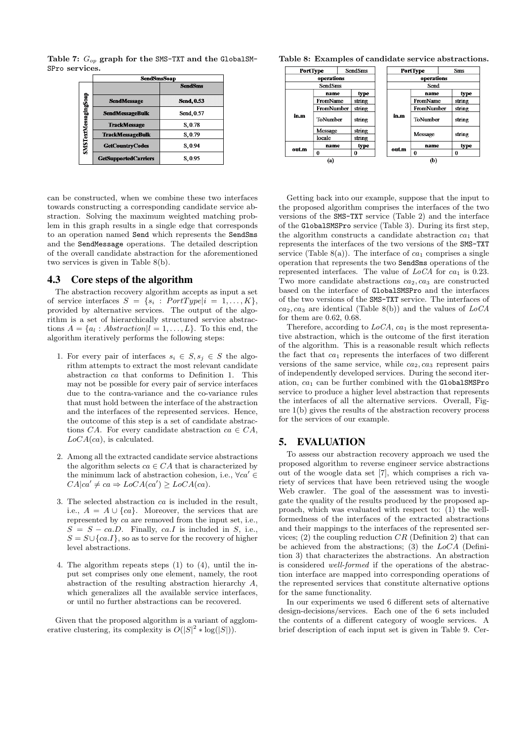**Table 7: $G_{op}$ graph for the SMS-TXT and the GlobalSMSPro services.**

| SendSmsSoap | | |
|---|---|---|
| | | **SendSms** |
| SMSTextMessagingSoap | **SendMessage** | **Send, 0.53** |
| | **SendMessageBulk** | Send, 0.57 |
| | **TrackMessage** | S, 0.78 |
| | **TrackMessageBulk** | S, 0.79 |
| | **GetCountryCodes** | S, 0.94 |
| | **GetSupportedCarriers** | S, 0.95 |

**Table 8: Examples of candidate service abstractions.**

(a)

| PortType | SendSms | |
|---|---|---|
| operations | | |
| SendSms | | |
| in.m | **name** | **type** |
| | FromName | string |
| | FromNumber | string |
| | ToNumber | string |
| | Message | string |
| | locale | string |
| out.m | **name** | **type** |
| | 0 | 0 |

(b)

| PortType | Sms | |
|---|---|---|
| operations | | |
| Send | | |
| in.m | **name** | **type** |
| | FromName | string |
| | FromNumber | string |
| | ToNumber | string |
| | Message | string |
| out.m | **name** | **type** |
| | 0 | 0 |

can be constructed, when we combine these two interfaces towards constructing a corresponding candidate service abstraction. Solving the maximum weighted matching problem in this graph results in a single edge that corresponds to an operation named Send which represents the SendSms and the SendMessage operations. The detailed description of the overall candidate abstraction for the aforementioned two services is given in Table 8(b).

### 4.3 Core steps of the algorithm

The abstraction recovery algorithm accepts as input a set of service interfaces $S = \{s_i : PortType | i = 1, \ldots, K\}$, provided by alternative services. The output of the algorithm is a set of hierarchically structured service abstractions $A = \{a_l : Abstraction | l = 1, \ldots, L\}$. To this end, the algorithm iteratively performs the following steps:

1. For every pair of interfaces $s_i \in S, s_j \in S$ the algorithm attempts to extract the most relevant candidate abstraction $ca$ that conforms to Definition 1. This may not be possible for every pair of service interfaces due to the contra-variance and the co-variance rules that must hold between the interface of the abstraction and the interfaces of the represented services. Hence, the outcome of this step is a set of candidate abstractions $CA$. For every candidate abstraction $ca \in CA$, $LoCA(ca)$, is calculated.

2. Among all the extracted candidate service abstractions the algorithm selects $ca \in CA$ that is characterized by the minimum lack of abstraction cohesion, i.e., $\forall ca' \in CA | ca' \neq ca \Rightarrow LoCA(ca') \geq LoCA(ca)$.

3. The selected abstraction $ca$ is included in the result, i.e., $A = A \cup \{ca\}$. Moreover, the services that are represented by $ca$ are removed from the input set, i.e., $S = S - ca.D$. Finally, $ca.I$ is included in $S$, i.e., $S = S \cup \{ca.I\}$, so as to serve for the recovery of higher level abstractions.

4. The algorithm repeats steps (1) to (4), until the input set comprises only one element, namely, the root abstraction of the resulting abstraction hierarchy $A$, which generalizes all the available service interfaces, or until no further abstractions can be recovered.

Given that the proposed algorithm is a variant of agglomerative clustering, its complexity is $O(|S|^2 * \log(|S|))$.

Getting back into our example, suppose that the input to the proposed algorithm comprises the interfaces of the two versions of the SMS-TXT service (Table 2) and the interface of the GlobalSMSPro service (Table 3). During its first step, the algorithm constructs a candidate abstraction $ca_1$ that represents the interfaces of the two versions of the SMS-TXT service (Table 8(a)). The interface of $ca_1$ comprises a single operation that represents the two SendSms operations of the represented interfaces. The value of $LoCA$ for $ca_1$ is 0.23. Two more candidate abstractions $ca_2, ca_3$ are constructed based on the interface of GlobalSMSPro and the interfaces of the two versions of the SMS-TXT service. The interfaces of $ca_2, ca_3$ are identical (Table 8(b)) and the values of $LoCA$ for them are 0.62, 0.68.

Therefore, according to $LoCA$, $ca_1$ is the most representative abstraction, which is the outcome of the first iteration of the algorithm. This is a reasonable result which reflects the fact that $ca_1$ represents the interfaces of two different versions of the same service, while $ca_2, ca_3$ represent pairs of independently developed services. During the second iteration, $ca_1$ can be further combined with the GlobalSMSPro service to produce a higher level abstraction that represents the interfaces of all the alternative services. Overall, Figure 1(b) gives the results of the abstraction recovery process for the services of our example.

## 5. EVALUATION

To assess our abstraction recovery approach we used the proposed algorithm to reverse engineer service abstractions out of the woogle data set [7], which comprises a rich variety of services that have been retrieved using the woogle Web crawler. The goal of the assessment was to investigate the quality of the results produced by the proposed approach, which was evaluated with respect to: (1) the well-formedness of the interfaces of the extracted abstractions and their mappings to the interfaces of the represented services; (2) the coupling reduction $CR$ (Definition 2) that can be achieved from the abstractions; (3) the $LoCA$ (Definition 3) that characterizes the abstractions. An abstraction is considered *well-formed* if the operations of the abstraction interface are mapped into corresponding operations of the represented services that constitute alternative options for the same functionality.

In our experiments we used 6 different sets of alternative design-decisions/services. Each one of the 6 sets included the contents of a different category of woogle services. A brief description of each input set is given in Table 9. Cer-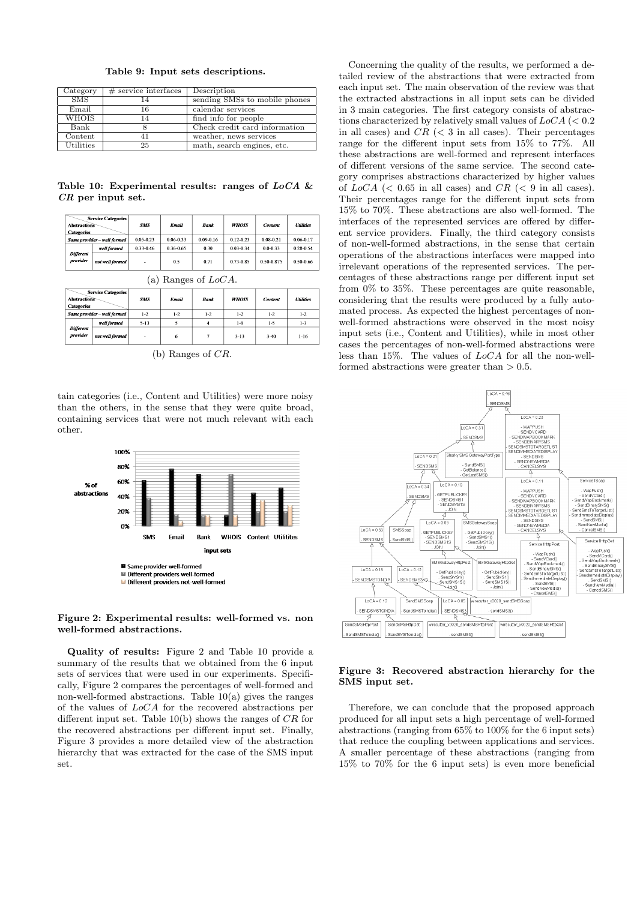**Table 9: Input sets descriptions.**

| Category | # service interfaces | Description |
|---|---|---|
| SMS | 14 | sending SMSs to mobile phones |
| Email | 16 | calendar services |
| WHOIS | 14 | find info for people |
| Bank | 8 | Check credit card information |
| Content | 41 | weather, news services |
| Utilities | 25 | math, search engines, etc. |

tain categories (i.e., Content and Utilities) were more noisy than the others, in the sense that they were quite broad, containing services that were not much relevant with each other.

**Quality of results:** Figure 2 and Table 10 provide a summary of the results that we obtained from the 6 input sets of services that were used in our experiments. Specifically, Figure 2 compares the percentages of well-formed and non-well-formed abstractions. Table 10(a) gives the ranges of the values of $LoCA$ for the recovered abstractions per different input set. Table 10(b) shows the ranges of $CR$ for the recovered abstractions per different input set. Finally, Figure 3 provides a more detailed view of the abstraction hierarchy that was extracted for the case of the SMS input set.

**Table 10: Experimental results: ranges of *LoCA* & *CR* per input set.**

| Abstractions Categories | | SMS | Email | Bank | WHOIS | Content | Utilities |
|---|---|---|---|---|---|---|---|
| Same provider – well formed | | 0.05-0.23 | 0.06-0.33 | 0.09-0.16 | 0.12-0.23 | 0.08-0.21 | 0.06-0.17 |
| Different provider | well formed | 0.33-0.46 | 0.36-0.65 | 0.30 | 0.03-0.34 | 0.0-0.33 | 0.28-0.54 |
| | not well formed | - | 0.5 | 0.71 | 0.73-0.85 | 0.50-0.875 | 0.50-0.66 |

(a) Ranges of $LoCA$.

| Abstractions Categories | | SMS | Email | Bank | WHOIS | Content | Utilities |
|---|---|---|---|---|---|---|---|
| Same provider – well formed | | 1-2 | 1-2 | 1-2 | 1-2 | 1-2 | 1-2 |
| Different provider | well formed | 5-13 | 5 | 4 | 1-9 | 1-5 | 1-3 |
| | not well formed | - | 6 | 7 | 3-13 | 3-40 | 1-16 |

(b) Ranges of $CR$.

Figure 2: Experimental results: well-formed vs. non well-formed abstractions.

Concerning the quality of the results, we performed a detailed review of the abstractions that were extracted from each input set. The main observation of the review was that the extracted abstractions in all input sets can be divided in 3 main categories. The first category consists of abstractions characterized by relatively small values of $LoCA$ ($< 0.2$ in all cases) and $CR$ ($< 3$ in all cases). Their percentages range for the different input sets from 15% to 77%. All these abstractions are well-formed and represent interfaces of different versions of the same service. The second category comprises abstractions characterized by higher values of $LoCA$ ($< 0.65$ in all cases) and $CR$ ($< 9$ in all cases). Their percentages range for the different input sets from 15% to 70%. These abstractions are also well-formed. The interfaces of the represented services are offered by different service providers. Finally, the third category consists of non-well-formed abstractions, in the sense that certain operations of the abstractions interfaces were mapped into irrelevant operations of the represented services. The percentages of these abstractions range per different input set from 0% to 35%. These percentages are quite reasonable, considering that the results were produced by a fully automated process. As expected the highest percentages of non-well-formed abstractions were observed in the most noisy input sets (i.e., Content and Utilities), while in most other cases the percentages of non-well-formed abstractions were less than 15%. The values of $LoCA$ for all the non-well-formed abstractions were greater than $> 0.5$.

Figure 3: Recovered abstraction hierarchy for the SMS input set.

Therefore, we can conclude that the proposed approach produced for all input sets a high percentage of well-formed abstractions (ranging from 65% to 100% for the 6 input sets) that reduce the coupling between applications and services. A smaller percentage of these abstractions (ranging from 15% to 70% for the 6 input sets) is even more beneficial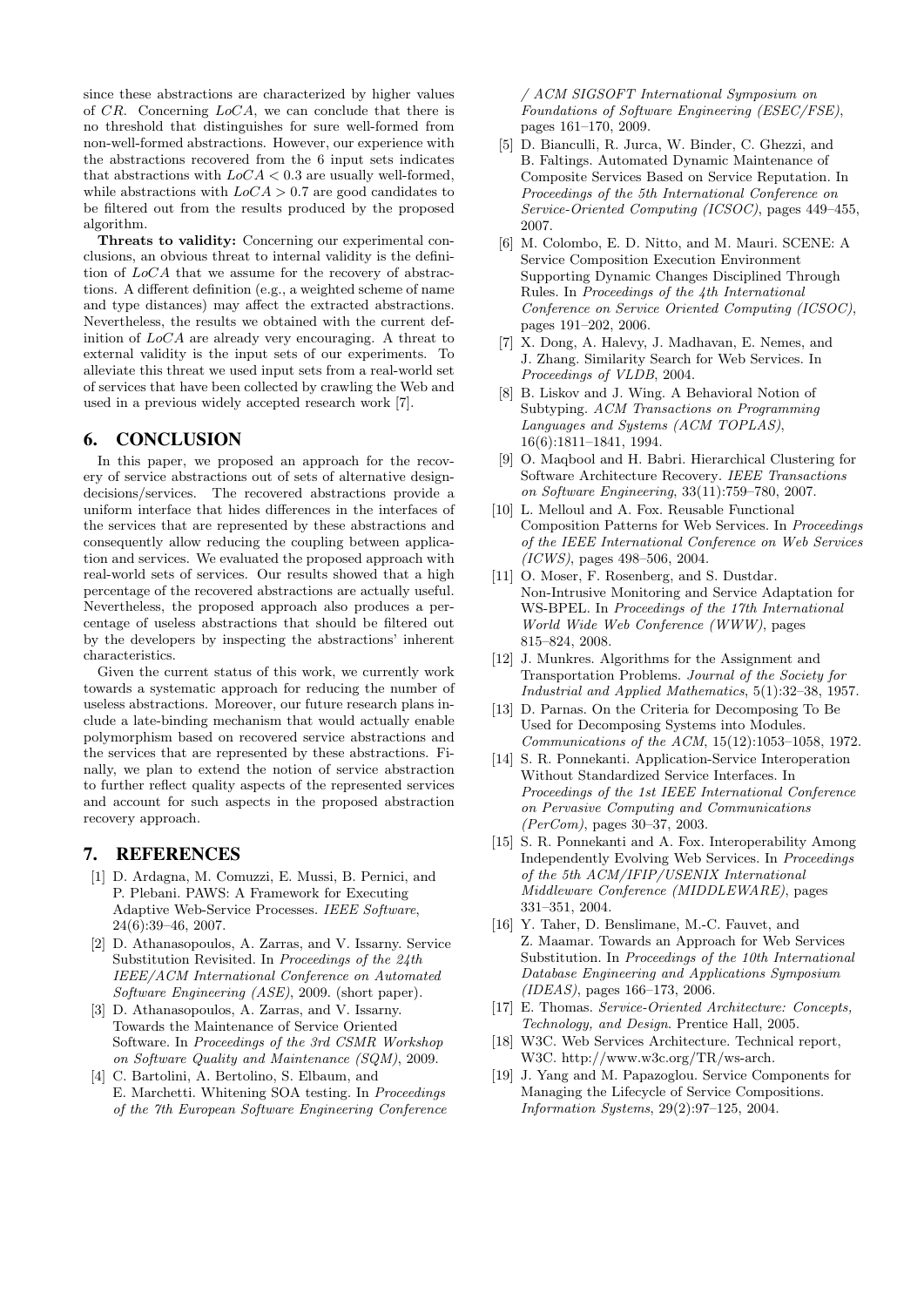since these abstractions are characterized by higher values of $CR$. Concerning $LoCA$, we can conclude that there is no threshold that distinguishes for sure well-formed from non-well-formed abstractions. However, our experience with the abstractions recovered from the 6 input sets indicates that abstractions with $LoCA < 0.3$ are usually well-formed, while abstractions with $LoCA > 0.7$ are good candidates to be filtered out from the results produced by the proposed algorithm.

**Threats to validity:** Concerning our experimental conclusions, an obvious threat to internal validity is the definition of $LoCA$ that we assume for the recovery of abstractions. A different definition (e.g., a weighted scheme of name and type distances) may affect the extracted abstractions. Nevertheless, the results we obtained with the current definition of $LoCA$ are already very encouraging. A threat to external validity is the input sets of our experiments. To alleviate this threat we used input sets from a real-world set of services that have been collected by crawling the Web and used in a previous widely accepted research work [7].

## 6. CONCLUSION

In this paper, we proposed an approach for the recovery of service abstractions out of sets of alternative design-decisions/services. The recovered abstractions provide a uniform interface that hides differences in the interfaces of the services that are represented by these abstractions and consequently allow reducing the coupling between application and services. We evaluated the proposed approach with real-world sets of services. Our results showed that a high percentage of the recovered abstractions are actually useful. Nevertheless, the proposed approach also produces a percentage of useless abstractions that should be filtered out by the developers by inspecting the abstractions' inherent characteristics.

Given the current status of this work, we currently work towards a systematic approach for reducing the number of useless abstractions. Moreover, our future research plans include a late-binding mechanism that would actually enable polymorphism based on recovered service abstractions and the services that are represented by these abstractions. Finally, we plan to extend the notion of service abstraction to further reflect quality aspects of the represented services and account for such aspects in the proposed abstraction recovery approach.

## 7. REFERENCES

[1] D. Ardagna, M. Comuzzi, E. Mussi, B. Pernici, and P. Plebani. PAWS: A Framework for Executing Adaptive Web-Service Processes. *IEEE Software*, 24(6):39–46, 2007.

[2] D. Athanasopoulos, A. Zarras, and V. Issarny. Service Substitution Revisited. In *Proceedings of the 24th IEEE/ACM International Conference on Automated Software Engineering (ASE)*, 2009. (short paper).

[3] D. Athanasopoulos, A. Zarras, and V. Issarny. Towards the Maintenance of Service Oriented Software. In *Proceedings of the 3rd CSMR Workshop on Software Quality and Maintenance (SQM)*, 2009.

[4] C. Bartolini, A. Bertolino, S. Elbaum, and E. Marchetti. Whitening SOA testing. In *Proceedings of the 7th European Software Engineering Conference / ACM SIGSOFT International Symposium on Foundations of Software Engineering (ESEC/FSE)*, pages 161–170, 2009.

[5] D. Bianculli, R. Jurca, W. Binder, C. Ghezzi, and B. Faltings. Automated Dynamic Maintenance of Composite Services Based on Service Reputation. In *Proceedings of the 5th International Conference on Service-Oriented Computing (ICSOC)*, pages 449–455, 2007.

[6] M. Colombo, E. D. Nitto, and M. Mauri. SCENE: A Service Composition Execution Environment Supporting Dynamic Changes Disciplined Through Rules. In *Proceedings of the 4th International Conference on Service Oriented Computing (ICSOC)*, pages 191–202, 2006.

[7] X. Dong, A. Halevy, J. Madhavan, E. Nemes, and J. Zhang. Similarity Search for Web Services. In *Proceedings of VLDB*, 2004.

[8] B. Liskov and J. Wing. A Behavioral Notion of Subtyping. *ACM Transactions on Programming Languages and Systems (ACM TOPLAS)*, 16(6):1811–1841, 1994.

[9] O. Maqbool and H. Babri. Hierarchical Clustering for Software Architecture Recovery. *IEEE Transactions on Software Engineering*, 33(11):759–780, 2007.

[10] L. Melloul and A. Fox. Reusable Functional Composition Patterns for Web Services. In *Proceedings of the IEEE International Conference on Web Services (ICWS)*, pages 498–506, 2004.

[11] O. Moser, F. Rosenberg, and S. Dustdar. Non-Intrusive Monitoring and Service Adaptation for WS-BPEL. In *Proceedings of the 17th International World Wide Web Conference (WWW)*, pages 815–824, 2008.

[12] J. Munkres. Algorithms for the Assignment and Transportation Problems. *Journal of the Society for Industrial and Applied Mathematics*, 5(1):32–38, 1957.

[13] D. Parnas. On the Criteria for Decomposing To Be Used for Decomposing Systems into Modules. *Communications of the ACM*, 15(12):1053–1058, 1972.

[14] S. R. Ponnekanti. Application-Service Interoperation Without Standardized Service Interfaces. In *Proceedings of the 1st IEEE International Conference on Pervasive Computing and Communications (PerCom)*, pages 30–37, 2003.

[15] S. R. Ponnekanti and A. Fox. Interoperability Among Independently Evolving Web Services. In *Proceedings of the 5th ACM/IFIP/USENIX International Middleware Conference (MIDDLEWARE)*, pages 331–351, 2004.

[16] Y. Taher, D. Benslimane, M.-C. Fauvet, and Z. Maamar. Towards an Approach for Web Services Substitution. In *Proceedings of the 10th International Database Engineering and Applications Symposium (IDEAS)*, pages 166–173, 2006.

[17] E. Thomas. *Service-Oriented Architecture: Concepts, Technology, and Design*. Prentice Hall, 2005.

[18] W3C. Web Services Architecture. Technical report, W3C. http://www.w3c.org/TR/ws-arch.

[19] J. Yang and M. Papazoglou. Service Components for Managing the Lifecycle of Service Compositions. *Information Systems*, 29(2):97–125, 2004.